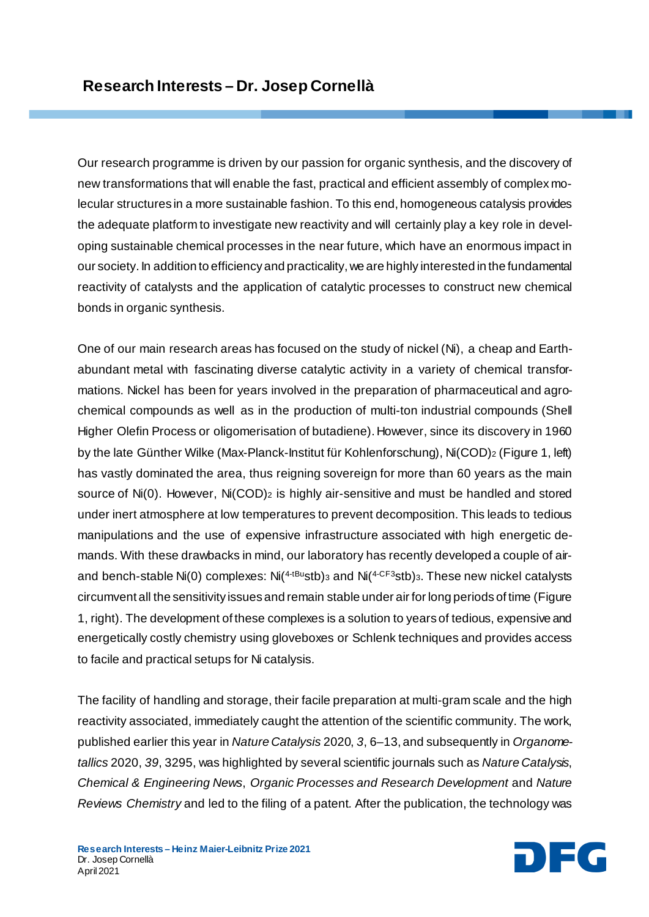## Research Interests – Dr. Josep Cornellà

Our research programme is driven by our passion for organic synthesis, and the discovery of new transformations that will enable the fast, practical and efficient assembly of complex molecular structures in a more sustainable fashion. To this end, homogeneous catalysis provides the adequate platform to investigate new reactivity and will certainly play a key role in developing sustainable chemical processes in the near future, which have an enormous impact in our society. In addition to efficiency and practicality, we are highly interested in the fundamental reactivity of catalysts and the application of catalytic processes to construct new chemical bonds in organic synthesis.

One of our main research areas has focused on the study of nickel (Ni), a cheap and Earth-abundant metal with fascinating diverse catalytic activity in a variety of chemical transformations. Nickel has been for years involved in the preparation of pharmaceutical and agrochemical compounds as well as in the production of multi-ton industrial compounds (Shell Higher Olefin Process or oligomerisation of butadiene). However, since its discovery in 1960 by the late Günther Wilke (Max-Planck-Institut für Kohlenforschung), $Ni(COD)_2$ (Figure 1, left) has vastly dominated the area, thus reigning sovereign for more than 60 years as the main source of Ni(0). However, $Ni(COD)_2$ is highly air-sensitive and must be handled and stored under inert atmosphere at low temperatures to prevent decomposition. This leads to tedious manipulations and the use of expensive infrastructure associated with high energetic demands. With these drawbacks in mind, our laboratory has recently developed a couple of air- and bench-stable Ni(0) complexes: $Ni(^{4\text{-}tBu}stb)_3$ and $Ni(^{4\text{-}CF_3}stb)_3$. These new nickel catalysts circumvent all the sensitivity issues and remain stable under air for long periods of time (Figure 1, right). The development of these complexes is a solution to years of tedious, expensive and energetically costly chemistry using gloveboxes or Schlenk techniques and provides access to facile and practical setups for Ni catalysis.

The facility of handling and storage, their facile preparation at multi-gram scale and the high reactivity associated, immediately caught the attention of the scientific community. The work, published earlier this year in *Nature Catalysis* 2020, *3*, 6–13, and subsequently in *Organometallics* 2020, *39*, 3295, was highlighted by several scientific journals such as *Nature Catalysis*, *Chemical & Engineering News*, *Organic Processes and Research Development* and *Nature Reviews Chemistry* and led to the filing of a patent. After the publication, the technology was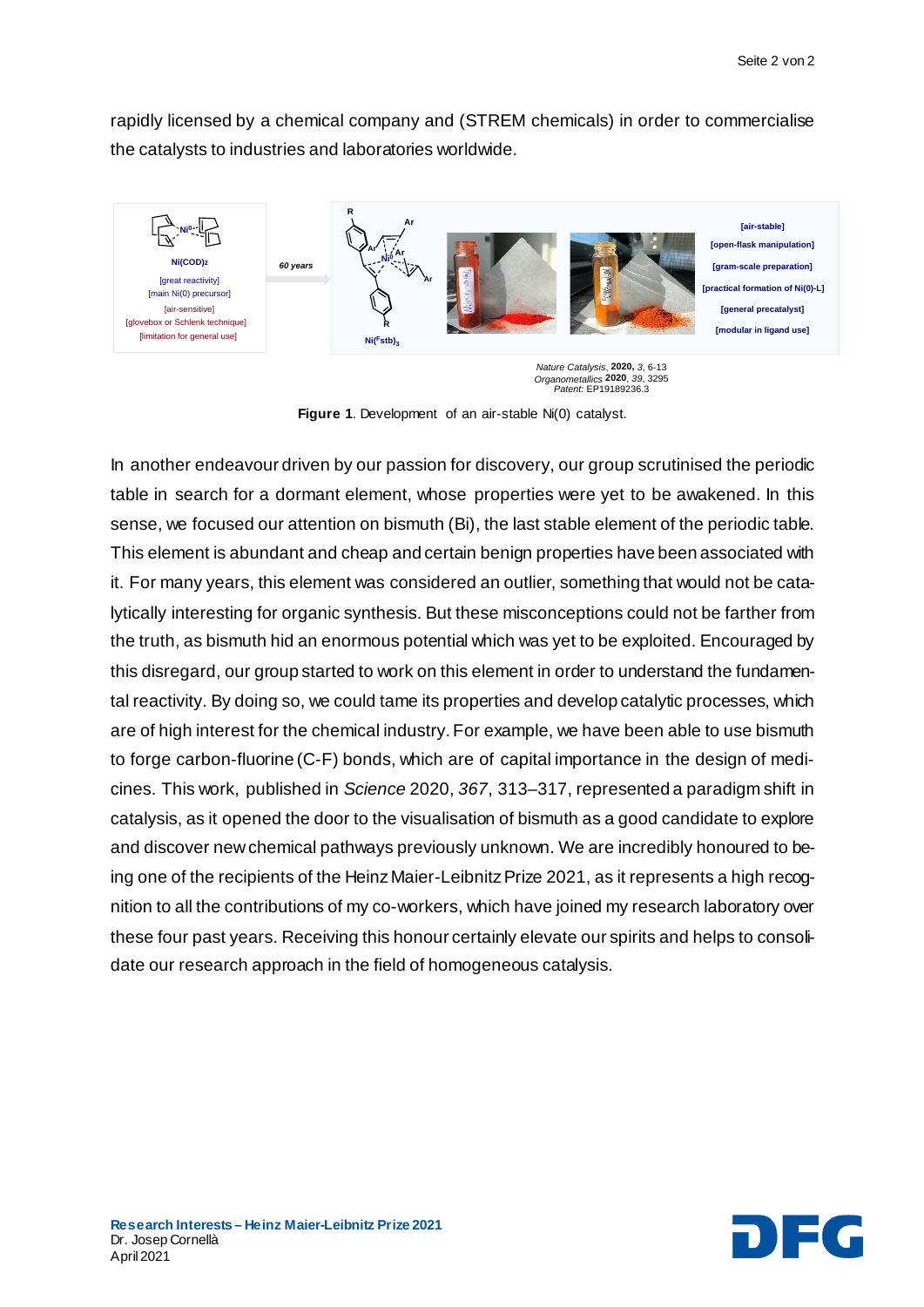rapidly licensed by a chemical company and (STREM chemicals) in order to commercialise the catalysts to industries and laboratories worldwide.

Ni(COD)2

[great reactivity]
[main Ni(0) precursor]
[air-sensitive]
[glovebox or Schlenk technique]
[limitation for general use]

60 years

Ni($^F$stb)$_3$

[air-stable]
[open-flask manipulation]
[gram-scale preparation]
[practical formation of Ni(0)-L]
[general precatalyst]
[modular in ligand use]

*Nature Catalysis*, **2020**, *3*, 6-13
*Organometallics* **2020**, *39*, 3295
*Patent:* EP19189236.3

**Figure 1**. Development of an air-stable Ni(0) catalyst.

In another endeavour driven by our passion for discovery, our group scrutinised the periodic table in search for a dormant element, whose properties were yet to be awakened. In this sense, we focused our attention on bismuth (Bi), the last stable element of the periodic table. This element is abundant and cheap and certain benign properties have been associated with it. For many years, this element was considered an outlier, something that would not be catalytically interesting for organic synthesis. But these misconceptions could not be farther from the truth, as bismuth hid an enormous potential which was yet to be exploited. Encouraged by this disregard, our group started to work on this element in order to understand the fundamental reactivity. By doing so, we could tame its properties and develop catalytic processes, which are of high interest for the chemical industry. For example, we have been able to use bismuth to forge carbon-fluorine (C-F) bonds, which are of capital importance in the design of medicines. This work, published in *Science* 2020, *367*, 313–317, represented a paradigm shift in catalysis, as it opened the door to the visualisation of bismuth as a good candidate to explore and discover new chemical pathways previously unknown. We are incredibly honoured to being one of the recipients of the Heinz Maier-Leibnitz Prize 2021, as it represents a high recognition to all the contributions of my co-workers, which have joined my research laboratory over these four past years. Receiving this honour certainly elevate our spirits and helps to consolidate our research approach in the field of homogeneous catalysis.